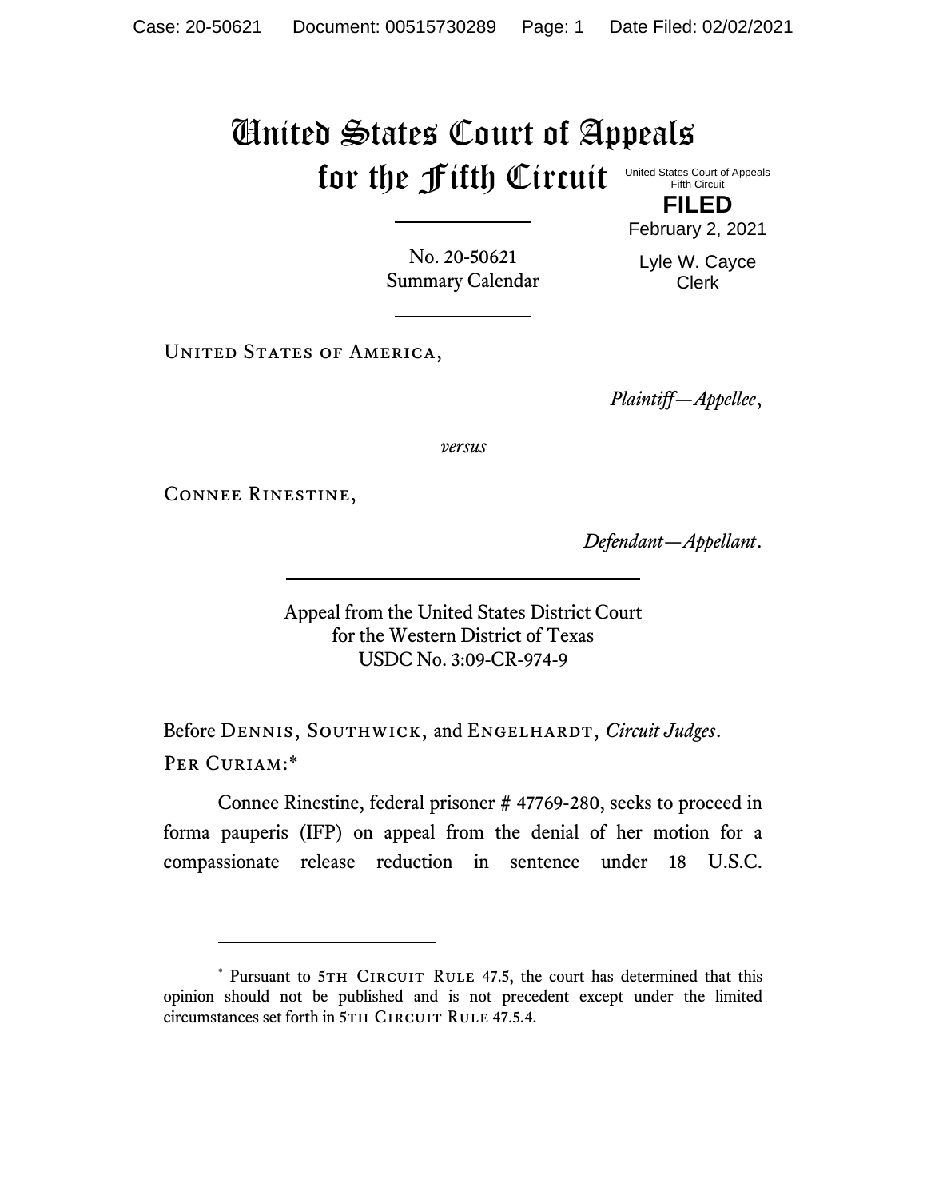# United States Court of Appeals for the Fifth Circuit

United States Court of Appeals
Fifth Circuit

**FILED**

February 2, 2021

Lyle W. Cayce
Clerk

No. 20-50621
Summary Calendar

United States of America,

*Plaintiff—Appellee*,

*versus*

Connee Rinestine,

*Defendant—Appellant*.

Appeal from the United States District Court
for the Western District of Texas
USDC No. 3:09-CR-974-9

Before Dennis, Southwick, and Engelhardt, *Circuit Judges*.

Per Curiam:*

Connee Rinestine, federal prisoner # 47769-280, seeks to proceed in forma pauperis (IFP) on appeal from the denial of her motion for a compassionate release reduction in sentence under 18 U.S.C.

* Pursuant to 5th Circuit Rule 47.5, the court has determined that this opinion should not be published and is not precedent except under the limited circumstances set forth in 5th Circuit Rule 47.5.4.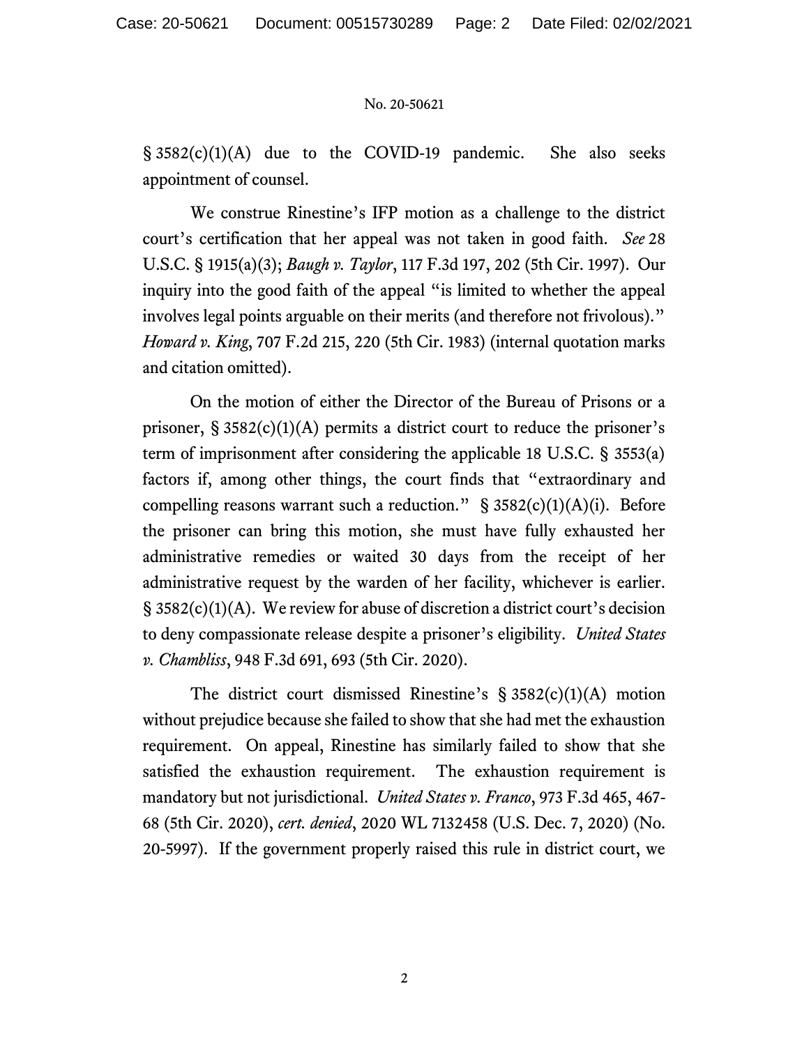§ 3582(c)(1)(A) due to the COVID-19 pandemic. She also seeks appointment of counsel.

We construe Rinestine's IFP motion as a challenge to the district court's certification that her appeal was not taken in good faith. *See* 28 U.S.C. § 1915(a)(3); *Baugh v. Taylor*, 117 F.3d 197, 202 (5th Cir. 1997). Our inquiry into the good faith of the appeal "is limited to whether the appeal involves legal points arguable on their merits (and therefore not frivolous)." *Howard v. King*, 707 F.2d 215, 220 (5th Cir. 1983) (internal quotation marks and citation omitted).

On the motion of either the Director of the Bureau of Prisons or a prisoner, § 3582(c)(1)(A) permits a district court to reduce the prisoner's term of imprisonment after considering the applicable 18 U.S.C. § 3553(a) factors if, among other things, the court finds that "extraordinary and compelling reasons warrant such a reduction." § 3582(c)(1)(A)(i). Before the prisoner can bring this motion, she must have fully exhausted her administrative remedies or waited 30 days from the receipt of her administrative request by the warden of her facility, whichever is earlier. § 3582(c)(1)(A). We review for abuse of discretion a district court's decision to deny compassionate release despite a prisoner's eligibility. *United States v. Chambliss*, 948 F.3d 691, 693 (5th Cir. 2020).

The district court dismissed Rinestine's § 3582(c)(1)(A) motion without prejudice because she failed to show that she had met the exhaustion requirement. On appeal, Rinestine has similarly failed to show that she satisfied the exhaustion requirement. The exhaustion requirement is mandatory but not jurisdictional. *United States v. Franco*, 973 F.3d 465, 467-68 (5th Cir. 2020), *cert. denied*, 2020 WL 7132458 (U.S. Dec. 7, 2020) (No. 20-5997). If the government properly raised this rule in district court, we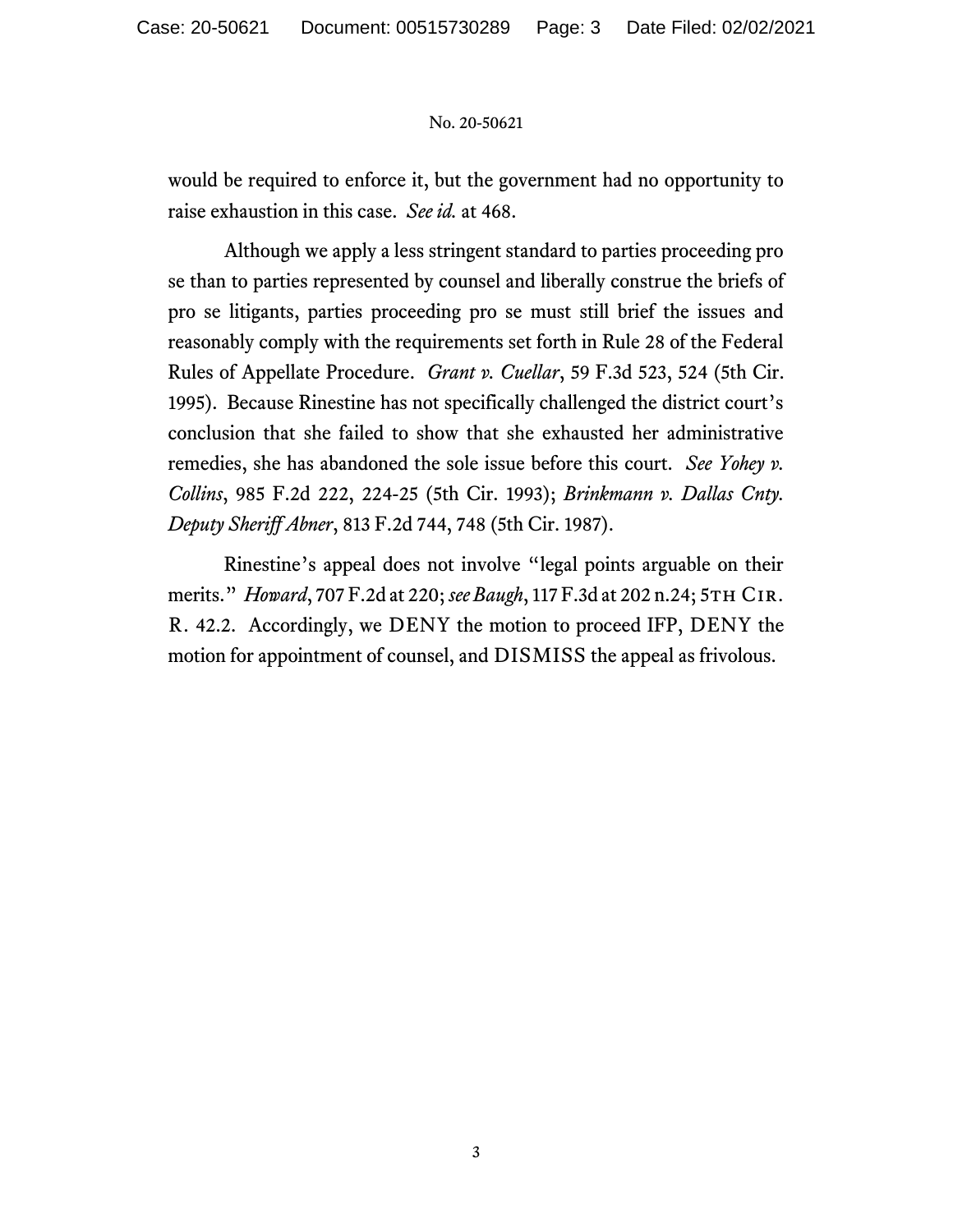would be required to enforce it, but the government had no opportunity to raise exhaustion in this case. *See id.* at 468.

Although we apply a less stringent standard to parties proceeding pro se than to parties represented by counsel and liberally construe the briefs of pro se litigants, parties proceeding pro se must still brief the issues and reasonably comply with the requirements set forth in Rule 28 of the Federal Rules of Appellate Procedure. *Grant v. Cuellar*, 59 F.3d 523, 524 (5th Cir. 1995). Because Rinestine has not specifically challenged the district court's conclusion that she failed to show that she exhausted her administrative remedies, she has abandoned the sole issue before this court. *See Yohey v. Collins*, 985 F.2d 222, 224-25 (5th Cir. 1993); *Brinkmann v. Dallas Cnty. Deputy Sheriff Abner*, 813 F.2d 744, 748 (5th Cir. 1987).

Rinestine's appeal does not involve "legal points arguable on their merits." *Howard*, 707 F.2d at 220; *see Baugh*, 117 F.3d at 202 n.24; 5TH CIR. R. 42.2. Accordingly, we DENY the motion to proceed IFP, DENY the motion for appointment of counsel, and DISMISS the appeal as frivolous.